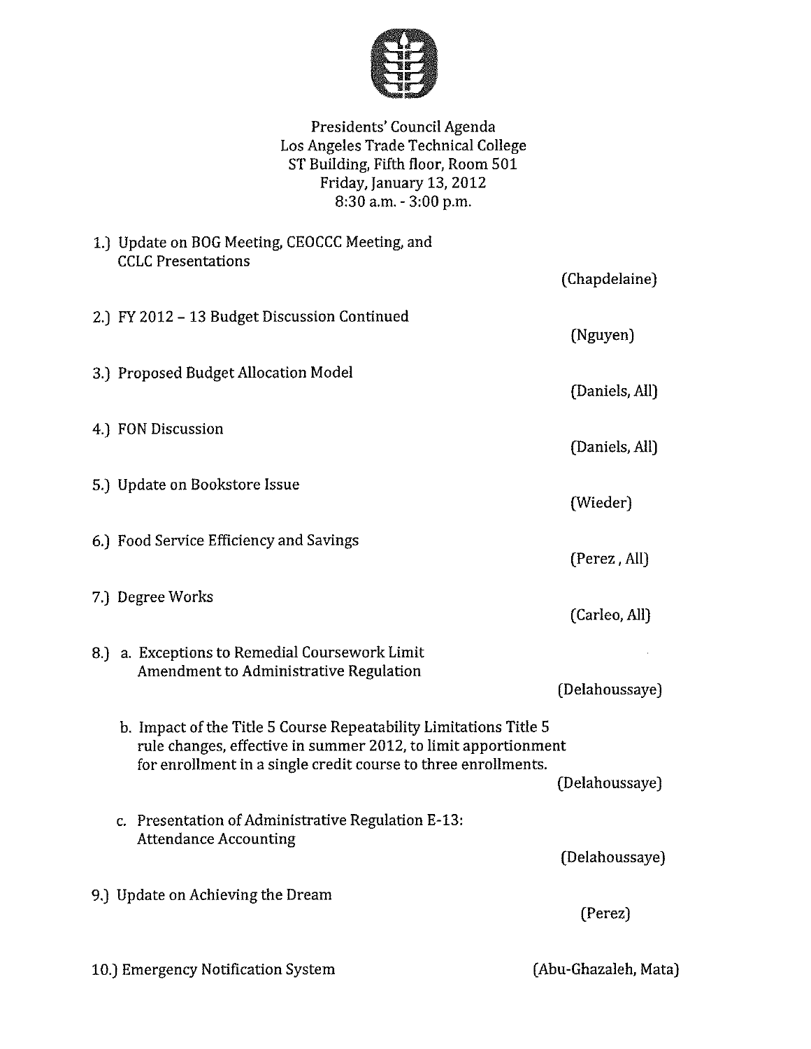# Presidents' Council Agenda

Los Angeles Trade Technical College
ST Building, Fifth floor, Room 501
Friday, January 13, 2012
8:30 a.m. - 3:00 p.m.

1.) Update on BOG Meeting, CEOCCC Meeting, and CCLC Presentations (Chapdelaine)

2.) FY 2012 – 13 Budget Discussion Continued (Nguyen)

3.) Proposed Budget Allocation Model (Daniels, All)

4.) FON Discussion (Daniels, All)

5.) Update on Bookstore Issue (Wieder)

6.) Food Service Efficiency and Savings (Perez , All)

7.) Degree Works (Carleo, All)

8.) a. Exceptions to Remedial Coursework Limit Amendment to Administrative Regulation (Delahoussaye)

   b. Impact of the Title 5 Course Repeatability Limitations Title 5 rule changes, effective in summer 2012, to limit apportionment for enrollment in a single credit course to three enrollments. (Delahoussaye)

   c. Presentation of Administrative Regulation E-13: Attendance Accounting (Delahoussaye)

9.) Update on Achieving the Dream (Perez)

10.) Emergency Notification System (Abu-Ghazaleh, Mata)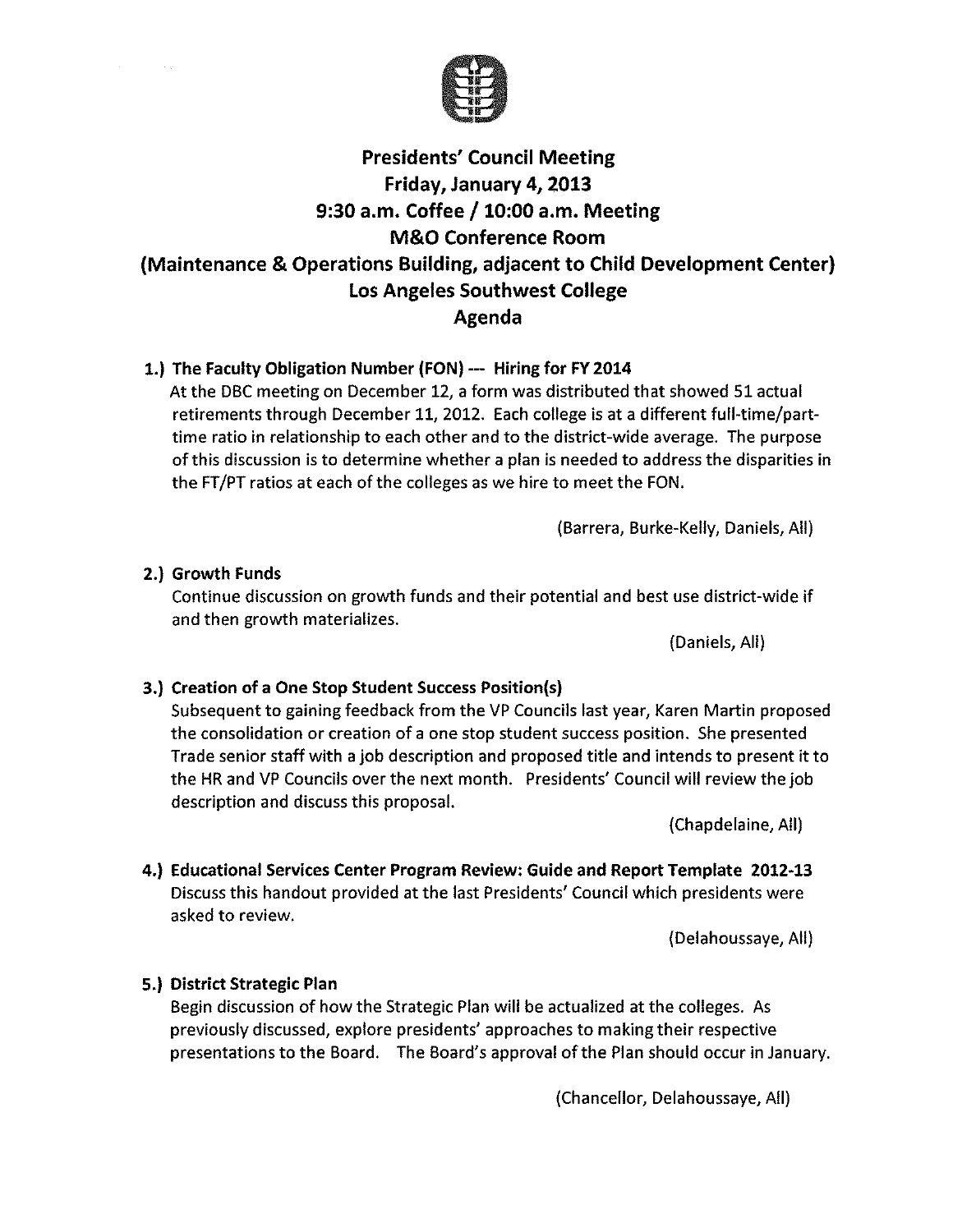# Presidents' Council Meeting

## Friday, January 4, 2013

## 9:30 a.m. Coffee / 10:00 a.m. Meeting

## M&O Conference Room

## (Maintenance & Operations Building, adjacent to Child Development Center)

## Los Angeles Southwest College

## Agenda

1.) **The Faculty Obligation Number (FON) --- Hiring for FY 2014**

At the DBC meeting on December 12, a form was distributed that showed 51 actual retirements through December 11, 2012. Each college is at a different full-time/part-time ratio in relationship to each other and to the district-wide average. The purpose of this discussion is to determine whether a plan is needed to address the disparities in the FT/PT ratios at each of the colleges as we hire to meet the FON.

(Barrera, Burke-Kelly, Daniels, All)

2.) **Growth Funds**

Continue discussion on growth funds and their potential and best use district-wide if and then growth materializes.

(Daniels, All)

3.) **Creation of a One Stop Student Success Position(s)**

Subsequent to gaining feedback from the VP Councils last year, Karen Martin proposed the consolidation or creation of a one stop student success position. She presented Trade senior staff with a job description and proposed title and intends to present it to the HR and VP Councils over the next month. Presidents' Council will review the job description and discuss this proposal.

(Chapdelaine, All)

4.) **Educational Services Center Program Review: Guide and Report Template 2012-13**

Discuss this handout provided at the last Presidents' Council which presidents were asked to review.

(Delahoussaye, All)

5.) **District Strategic Plan**

Begin discussion of how the Strategic Plan will be actualized at the colleges. As previously discussed, explore presidents' approaches to making their respective presentations to the Board. The Board's approval of the Plan should occur in January.

(Chancellor, Delahoussaye, All)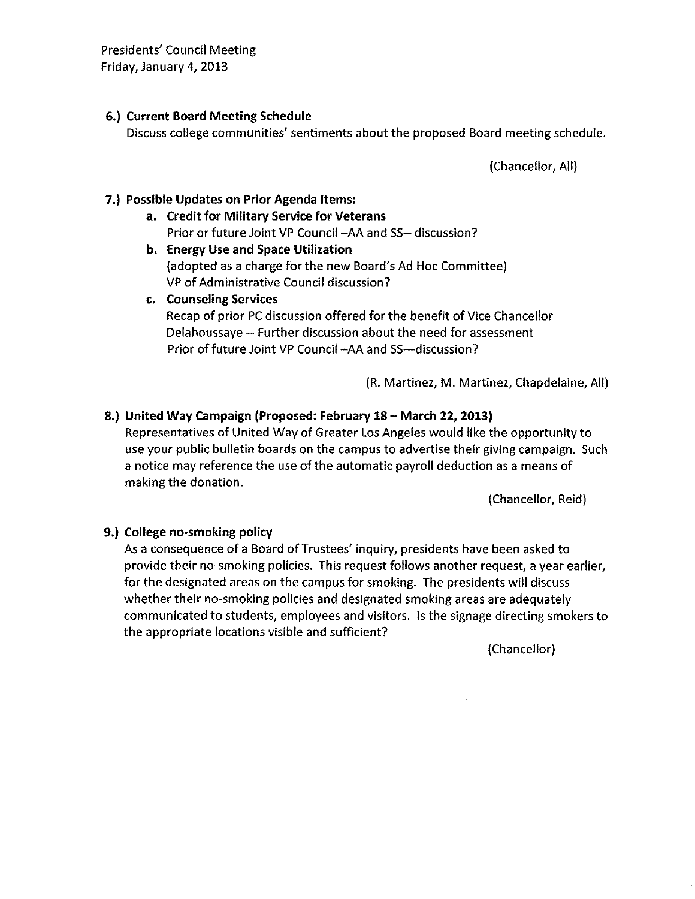Presidents' Council Meeting
Friday, January 4, 2013

**6.) Current Board Meeting Schedule**

Discuss college communities' sentiments about the proposed Board meeting schedule.

(Chancellor, All)

**7.) Possible Updates on Prior Agenda Items:**

a. **Credit for Military Service for Veterans**
   Prior or future Joint VP Council –AA and SS-- discussion?

b. **Energy Use and Space Utilization**
   (adopted as a charge for the new Board's Ad Hoc Committee)
   VP of Administrative Council discussion?

c. **Counseling Services**
   Recap of prior PC discussion offered for the benefit of Vice Chancellor Delahoussaye -- Further discussion about the need for assessment
   Prior of future Joint VP Council –AA and SS—discussion?

(R. Martinez, M. Martinez, Chapdelaine, All)

**8.) United Way Campaign (Proposed: February 18 – March 22, 2013)**

Representatives of United Way of Greater Los Angeles would like the opportunity to use your public bulletin boards on the campus to advertise their giving campaign. Such a notice may reference the use of the automatic payroll deduction as a means of making the donation.

(Chancellor, Reid)

**9.) College no-smoking policy**

As a consequence of a Board of Trustees' inquiry, presidents have been asked to provide their no-smoking policies. This request follows another request, a year earlier, for the designated areas on the campus for smoking. The presidents will discuss whether their no-smoking policies and designated smoking areas are adequately communicated to students, employees and visitors. Is the signage directing smokers to the appropriate locations visible and sufficient?

(Chancellor)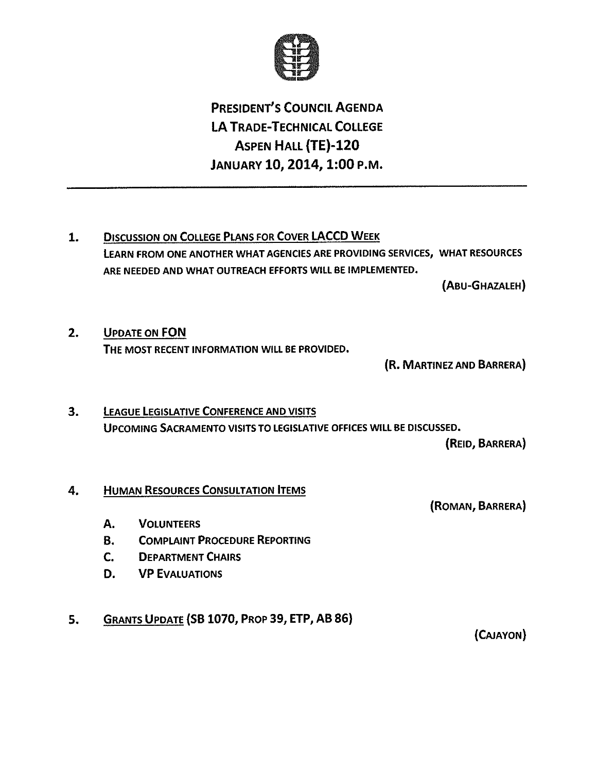# President's Council Agenda
# LA Trade-Technical College
# Aspen Hall (TE)-120
# January 10, 2014, 1:00 p.m.

---

1. **Discussion on College Plans for Cover LACCD Week**

   Learn from one another what agencies are providing services, what resources are needed and what outreach efforts will be implemented.

   (Abu-Ghazaleh)

2. **Update on FON**

   The most recent information will be provided.

   (R. Martinez and Barrera)

3. **League Legislative Conference and visits**

   Upcoming Sacramento visits to legislative offices will be discussed.

   (Reid, Barrera)

4. **Human Resources Consultation Items**

   (Roman, Barrera)

   A. Volunteers
   B. Complaint Procedure Reporting
   C. Department Chairs
   D. VP Evaluations

5. **Grants Update (SB 1070, Prop 39, ETP, AB 86)**

   (Cajayon)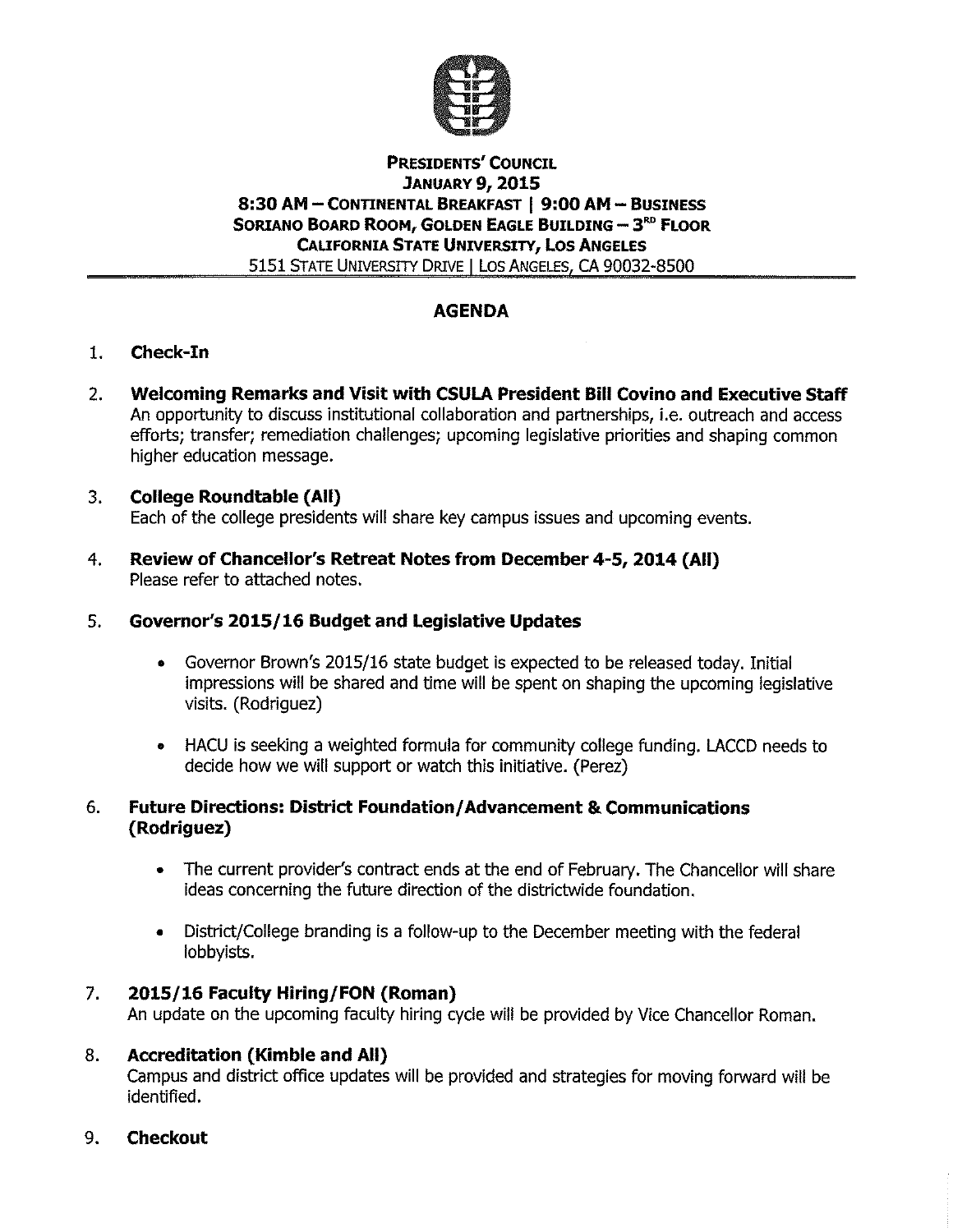**Presidents' Council**
**January 9, 2015**
**8:30 AM – Continental Breakfast | 9:00 AM – Business**
**Soriano Board Room, Golden Eagle Building – 3rd Floor**
**California State University, Los Angeles**
5151 State University Drive | Los Angeles, CA 90032-8500

## AGENDA

1. **Check-In**

2. **Welcoming Remarks and Visit with CSULA President Bill Covino and Executive Staff**
   An opportunity to discuss institutional collaboration and partnerships, i.e. outreach and access efforts; transfer; remediation challenges; upcoming legislative priorities and shaping common higher education message.

3. **College Roundtable (All)**
   Each of the college presidents will share key campus issues and upcoming events.

4. **Review of Chancellor's Retreat Notes from December 4-5, 2014 (All)**
   Please refer to attached notes.

5. **Governor's 2015/16 Budget and Legislative Updates**
   - Governor Brown's 2015/16 state budget is expected to be released today. Initial impressions will be shared and time will be spent on shaping the upcoming legislative visits. (Rodriguez)
   - HACU is seeking a weighted formula for community college funding. LACCD needs to decide how we will support or watch this initiative. (Perez)

6. **Future Directions: District Foundation/Advancement & Communications (Rodriguez)**
   - The current provider's contract ends at the end of February. The Chancellor will share ideas concerning the future direction of the districtwide foundation.
   - District/College branding is a follow-up to the December meeting with the federal lobbyists.

7. **2015/16 Faculty Hiring/FON (Roman)**
   An update on the upcoming faculty hiring cycle will be provided by Vice Chancellor Roman.

8. **Accreditation (Kimble and All)**
   Campus and district office updates will be provided and strategies for moving forward will be identified.

9. **Checkout**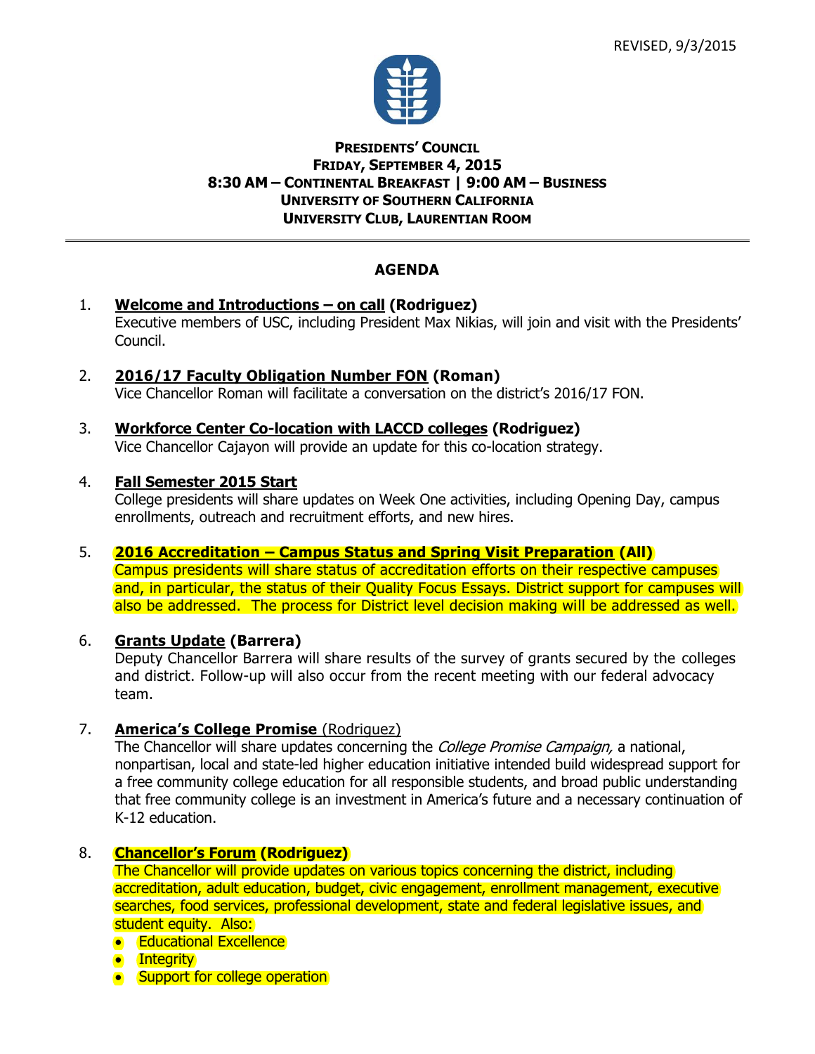REVISED, 9/3/2015

**PRESIDENTS' COUNCIL**
**FRIDAY, SEPTEMBER 4, 2015**
**8:30 AM – CONTINENTAL BREAKFAST | 9:00 AM – BUSINESS**
**UNIVERSITY OF SOUTHERN CALIFORNIA**
**UNIVERSITY CLUB, LAURENTIAN ROOM**

---

## AGENDA

1. **Welcome and Introductions – on call (Rodriguez)**
   Executive members of USC, including President Max Nikias, will join and visit with the Presidents' Council.

2. **2016/17 Faculty Obligation Number FON (Roman)**
   Vice Chancellor Roman will facilitate a conversation on the district's 2016/17 FON.

3. **Workforce Center Co-location with LACCD colleges (Rodriguez)**
   Vice Chancellor Cajayon will provide an update for this co-location strategy.

4. **Fall Semester 2015 Start**
   College presidents will share updates on Week One activities, including Opening Day, campus enrollments, outreach and recruitment efforts, and new hires.

5. **2016 Accreditation – Campus Status and Spring Visit Preparation (All)**
   Campus presidents will share status of accreditation efforts on their respective campuses and, in particular, the status of their Quality Focus Essays. District support for campuses will also be addressed. The process for District level decision making will be addressed as well.

6. **Grants Update (Barrera)**
   Deputy Chancellor Barrera will share results of the survey of grants secured by the colleges and district. Follow-up will also occur from the recent meeting with our federal advocacy team.

7. **America's College Promise** (Rodriguez)
   The Chancellor will share updates concerning the *College Promise Campaign,* a national, nonpartisan, local and state-led higher education initiative intended build widespread support for a free community college education for all responsible students, and broad public understanding that free community college is an investment in America's future and a necessary continuation of K-12 education.

8. **Chancellor's Forum (Rodriguez)**
   The Chancellor will provide updates on various topics concerning the district, including accreditation, adult education, budget, civic engagement, enrollment management, executive searches, food services, professional development, state and federal legislative issues, and student equity. Also:
   - Educational Excellence
   - Integrity
   - Support for college operation